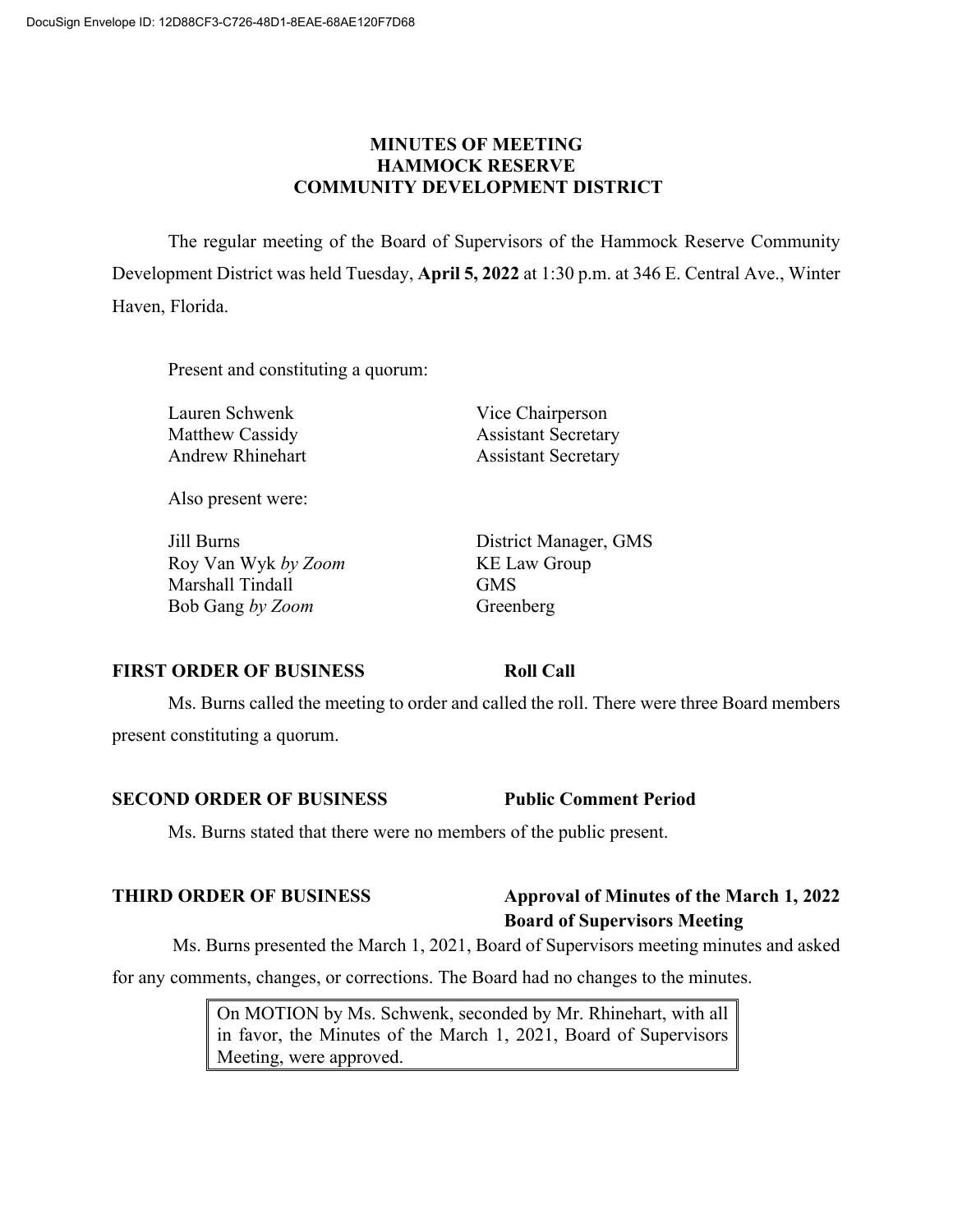DocuSign Envelope ID: 12D88CF3-C726-48D1-8EAE-68AE120F7D68

# MINUTES OF MEETING
# HAMMOCK RESERVE
# COMMUNITY DEVELOPMENT DISTRICT

The regular meeting of the Board of Supervisors of the Hammock Reserve Community Development District was held Tuesday, **April 5, 2022** at 1:30 p.m. at 346 E. Central Ave., Winter Haven, Florida.

Present and constituting a quorum:

| | |
|---|---|
| Lauren Schwenk | Vice Chairperson |
| Matthew Cassidy | Assistant Secretary |
| Andrew Rhinehart | Assistant Secretary |

Also present were:

| | |
|---|---|
| Jill Burns | District Manager, GMS |
| Roy Van Wyk *by Zoom* | KE Law Group |
| Marshall Tindall | GMS |
| Bob Gang *by Zoom* | Greenberg |

**FIRST ORDER OF BUSINESS** **Roll Call**

Ms. Burns called the meeting to order and called the roll. There were three Board members present constituting a quorum.

**SECOND ORDER OF BUSINESS** **Public Comment Period**

Ms. Burns stated that there were no members of the public present.

**THIRD ORDER OF BUSINESS** **Approval of Minutes of the March 1, 2022 Board of Supervisors Meeting**

Ms. Burns presented the March 1, 2021, Board of Supervisors meeting minutes and asked for any comments, changes, or corrections. The Board had no changes to the minutes.

> On MOTION by Ms. Schwenk, seconded by Mr. Rhinehart, with all in favor, the Minutes of the March 1, 2021, Board of Supervisors Meeting, were approved.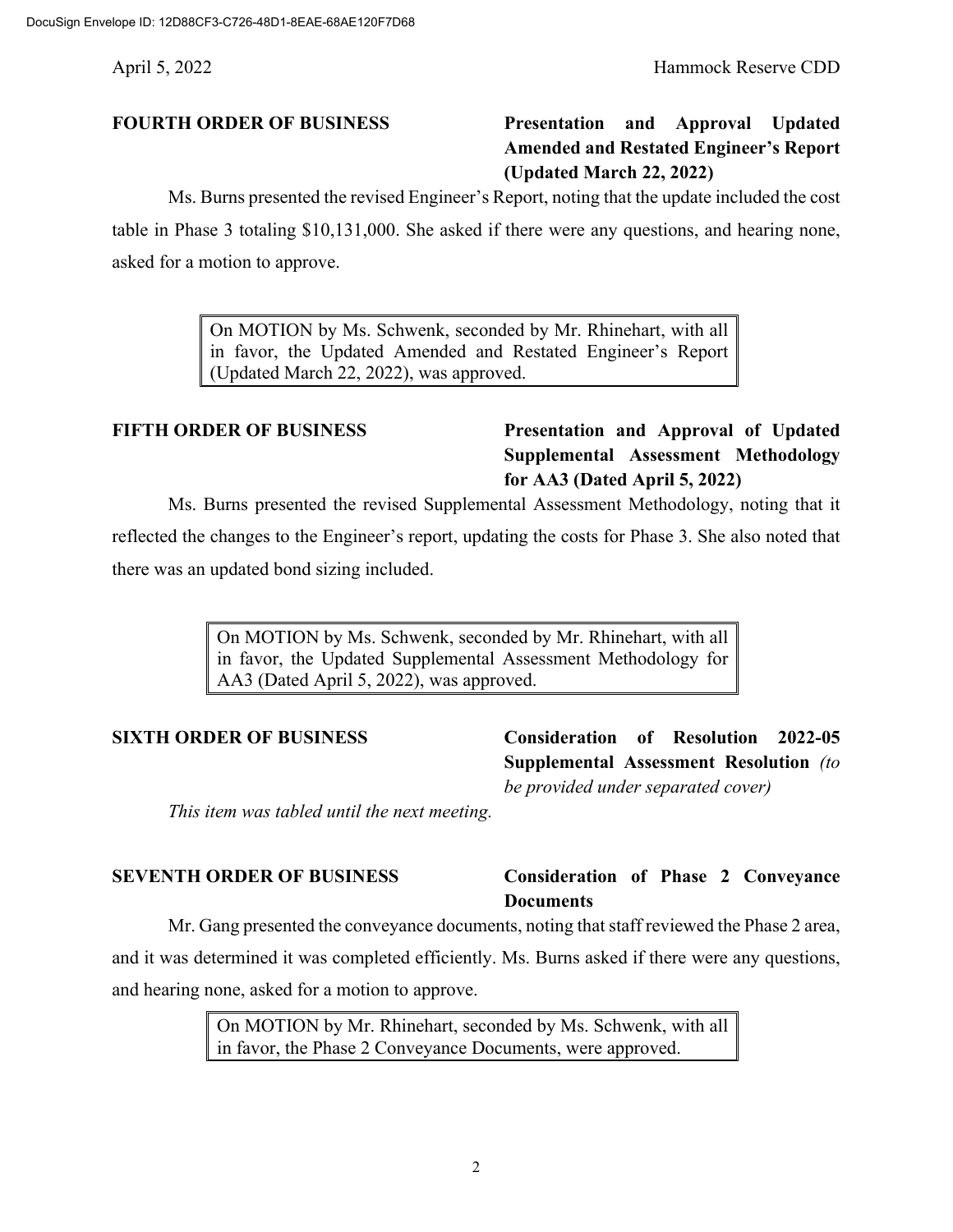**FOURTH ORDER OF BUSINESS** **Presentation and Approval Updated Amended and Restated Engineer's Report (Updated March 22, 2022)**

Ms. Burns presented the revised Engineer's Report, noting that the update included the cost table in Phase 3 totaling $10,131,000. She asked if there were any questions, and hearing none, asked for a motion to approve.

> On MOTION by Ms. Schwenk, seconded by Mr. Rhinehart, with all in favor, the Updated Amended and Restated Engineer's Report (Updated March 22, 2022), was approved.

**FIFTH ORDER OF BUSINESS** **Presentation and Approval of Updated Supplemental Assessment Methodology for AA3 (Dated April 5, 2022)**

Ms. Burns presented the revised Supplemental Assessment Methodology, noting that it reflected the changes to the Engineer's report, updating the costs for Phase 3. She also noted that there was an updated bond sizing included.

> On MOTION by Ms. Schwenk, seconded by Mr. Rhinehart, with all in favor, the Updated Supplemental Assessment Methodology for AA3 (Dated April 5, 2022), was approved.

**SIXTH ORDER OF BUSINESS** **Consideration of Resolution 2022-05 Supplemental Assessment Resolution** *(to be provided under separated cover)*

*This item was tabled until the next meeting.*

**SEVENTH ORDER OF BUSINESS** **Consideration of Phase 2 Conveyance Documents**

Mr. Gang presented the conveyance documents, noting that staff reviewed the Phase 2 area, and it was determined it was completed efficiently. Ms. Burns asked if there were any questions, and hearing none, asked for a motion to approve.

> On MOTION by Mr. Rhinehart, seconded by Ms. Schwenk, with all in favor, the Phase 2 Conveyance Documents, were approved.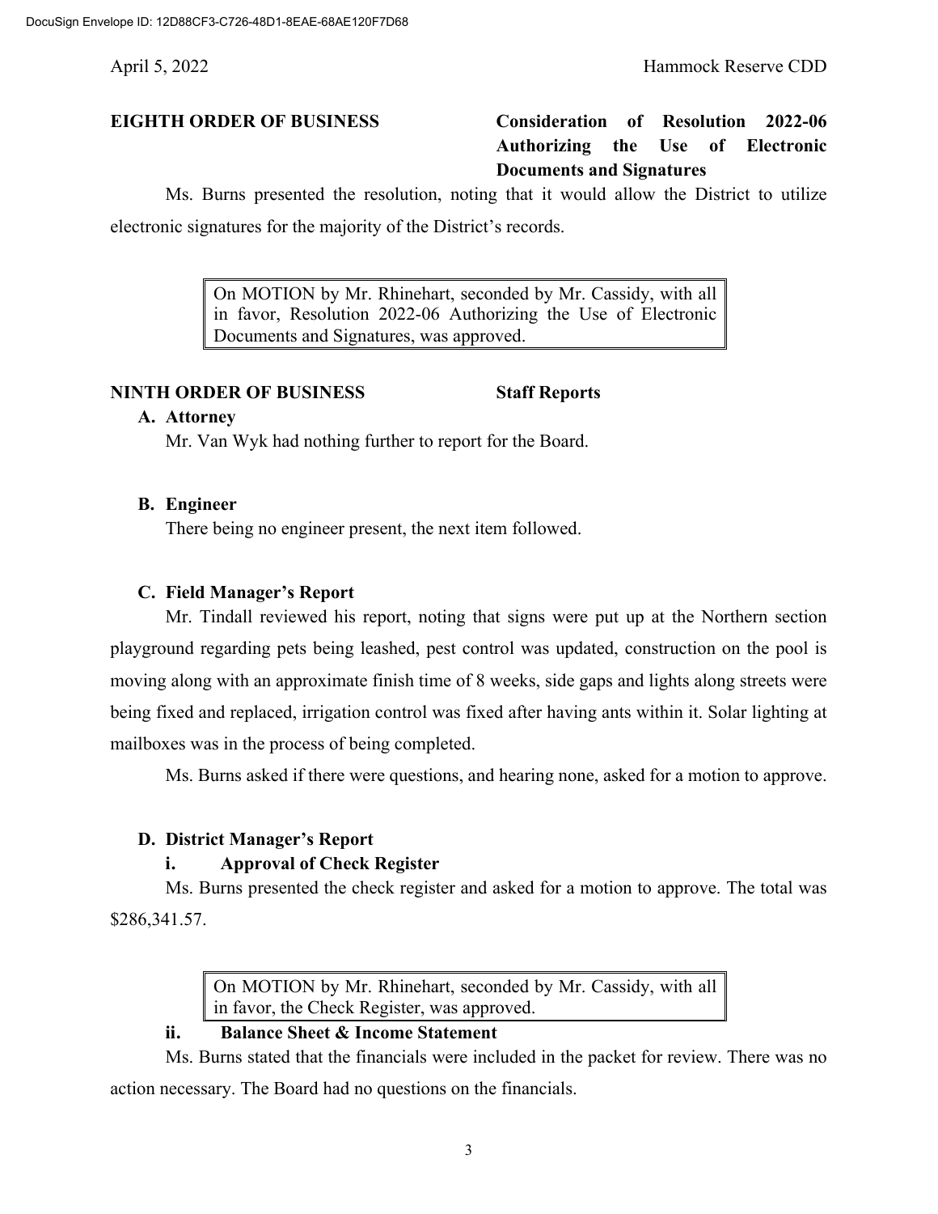**EIGHTH ORDER OF BUSINESS** **Consideration of Resolution 2022-06 Authorizing the Use of Electronic Documents and Signatures**

Ms. Burns presented the resolution, noting that it would allow the District to utilize electronic signatures for the majority of the District's records.

> On MOTION by Mr. Rhinehart, seconded by Mr. Cassidy, with all in favor, Resolution 2022-06 Authorizing the Use of Electronic Documents and Signatures, was approved.

**NINTH ORDER OF BUSINESS** **Staff Reports**

**A. Attorney**

Mr. Van Wyk had nothing further to report for the Board.

**B. Engineer**

There being no engineer present, the next item followed.

**C. Field Manager's Report**

Mr. Tindall reviewed his report, noting that signs were put up at the Northern section playground regarding pets being leashed, pest control was updated, construction on the pool is moving along with an approximate finish time of 8 weeks, side gaps and lights along streets were being fixed and replaced, irrigation control was fixed after having ants within it. Solar lighting at mailboxes was in the process of being completed.

Ms. Burns asked if there were questions, and hearing none, asked for a motion to approve.

**D. District Manager's Report**

**i. Approval of Check Register**

Ms. Burns presented the check register and asked for a motion to approve. The total was $286,341.57.

> On MOTION by Mr. Rhinehart, seconded by Mr. Cassidy, with all in favor, the Check Register, was approved.

**ii. Balance Sheet & Income Statement**

Ms. Burns stated that the financials were included in the packet for review. There was no action necessary. The Board had no questions on the financials.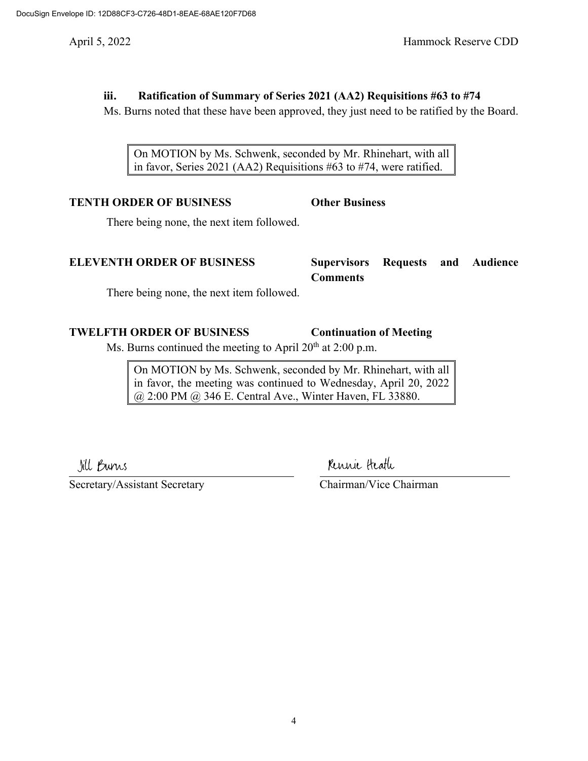### iii. Ratification of Summary of Series 2021 (AA2) Requisitions #63 to #74

Ms. Burns noted that these have been approved, they just need to be ratified by the Board.

> On MOTION by Ms. Schwenk, seconded by Mr. Rhinehart, with all in favor, Series 2021 (AA2) Requisitions #63 to #74, were ratified.

**TENTH ORDER OF BUSINESS** **Other Business**

There being none, the next item followed.

**ELEVENTH ORDER OF BUSINESS** **Supervisors Requests and Audience Comments**

There being none, the next item followed.

**TWELFTH ORDER OF BUSINESS** **Continuation of Meeting**

Ms. Burns continued the meeting to April 20th at 2:00 p.m.

> On MOTION by Ms. Schwenk, seconded by Mr. Rhinehart, with all in favor, the meeting was continued to Wednesday, April 20, 2022 @ 2:00 PM @ 346 E. Central Ave., Winter Haven, FL 33880.

Jill Burns
Secretary/Assistant Secretary

Rennie Heath
Chairman/Vice Chairman